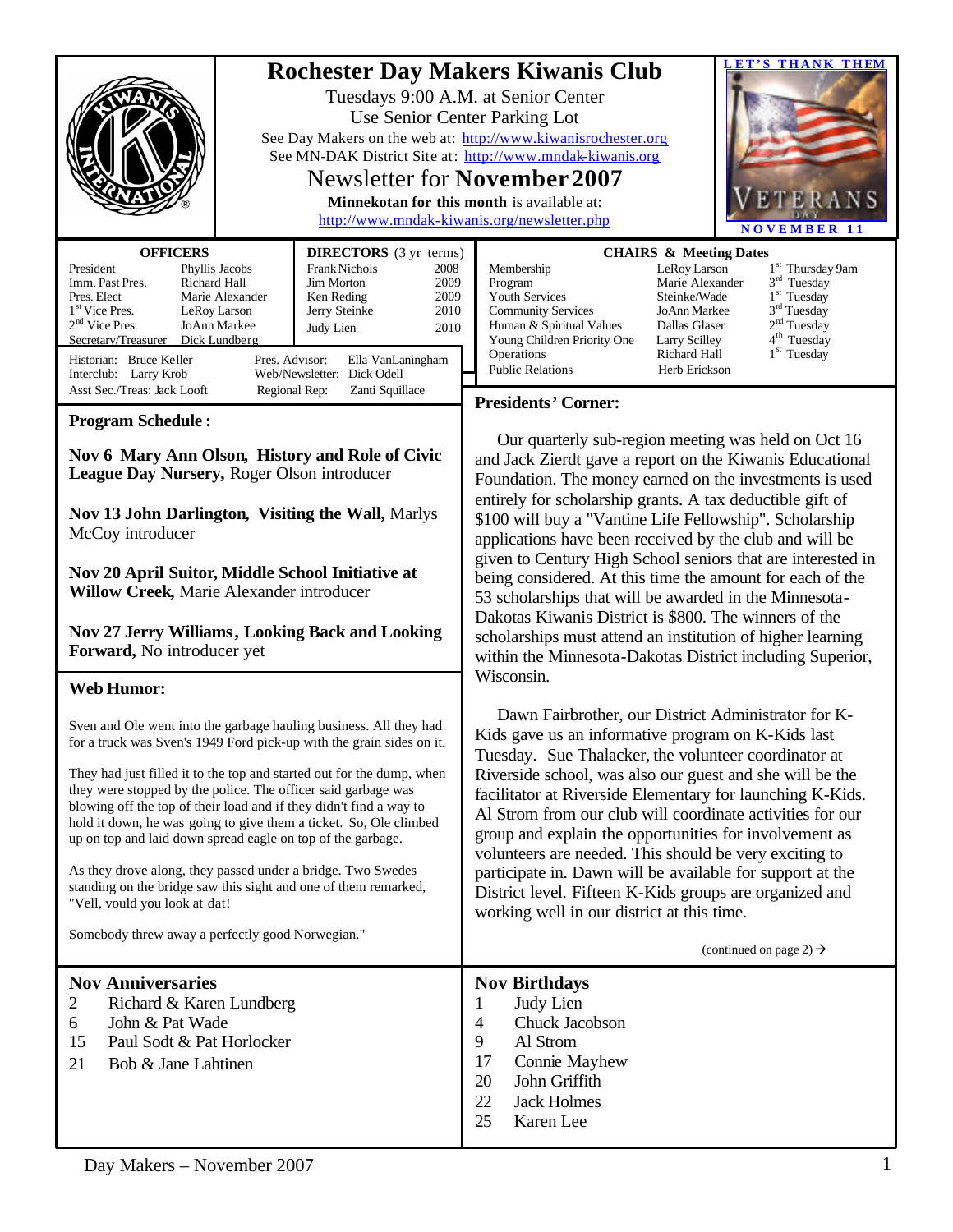# Rochester Day Makers Kiwanis Club

Tuesdays 9:00 A.M. at Senior Center
Use Senior Center Parking Lot
See Day Makers on the web at: http://www.kiwanisrochester.org
See MN-DAK District Site at: http://www.mndak-kiwanis.org

## Newsletter for **November 2007**

**Minnekotan for this month** is available at:
http://www.mndak-kiwanis.org/newsletter.php

LET'S THANK THEM
VETERANS DAY
NOVEMBER 11

| OFFICERS | |
|---|---|
| President | Phyllis Jacobs |
| Imm. Past Pres. | Richard Hall |
| Pres. Elect | Marie Alexander |
| 1st Vice Pres. | LeRoy Larson |
| 2nd Vice Pres. | JoAnn Markee |
| Secretary/Treasurer | Dick Lundberg |

| DIRECTORS (3 yr terms) | |
|---|---|
| Frank Nichols | 2008 |
| Jim Morton | 2009 |
| Ken Reding | 2009 |
| Jerry Steinke | 2010 |
| Judy Lien | 2010 |

Historian: Bruce Keller — Pres. Advisor: Ella VanLaningham
Interclub: Larry Krob — Web/Newsletter: Dick Odell
Asst Sec./Treas: Jack Looft — Regional Rep: Zanti Squillace

| CHAIRS & Meeting Dates | | |
|---|---|---|
| Membership | LeRoy Larson | 1st Thursday 9am |
| Program | Marie Alexander | 3rd Tuesday |
| Youth Services | Steinke/Wade | 1st Tuesday |
| Community Services | JoAnn Markee | 3rd Tuesday |
| Human & Spiritual Values | Dallas Glaser | 2nd Tuesday |
| Young Children Priority One | Larry Scilley | 4th Tuesday |
| Operations | Richard Hall | 1st Tuesday |
| Public Relations | Herb Erickson | |

## Program Schedule:

**Nov 6 Mary Ann Olson, History and Role of Civic League Day Nursery,** Roger Olson introducer

**Nov 13 John Darlington, Visiting the Wall,** Marlys McCoy introducer

**Nov 20 April Suitor, Middle School Initiative at Willow Creek,** Marie Alexander introducer

**Nov 27 Jerry Williams, Looking Back and Looking Forward,** No introducer yet

## Web Humor:

Sven and Ole went into the garbage hauling business. All they had for a truck was Sven's 1949 Ford pick-up with the grain sides on it.

They had just filled it to the top and started out for the dump, when they were stopped by the police. The officer said garbage was blowing off the top of their load and if they didn't find a way to hold it down, he was going to give them a ticket. So, Ole climbed up on top and laid down spread eagle on top of the garbage.

As they drove along, they passed under a bridge. Two Swedes standing on the bridge saw this sight and one of them remarked, "Vell, vould you look at dat!

Somebody threw away a perfectly good Norwegian."

## Presidents' Corner:

Our quarterly sub-region meeting was held on Oct 16 and Jack Zierdt gave a report on the Kiwanis Educational Foundation. The money earned on the investments is used entirely for scholarship grants. A tax deductible gift of $100 will buy a "Vantine Life Fellowship". Scholarship applications have been received by the club and will be given to Century High School seniors that are interested in being considered. At this time the amount for each of the 53 scholarships that will be awarded in the Minnesota-Dakotas Kiwanis District is $800. The winners of the scholarships must attend an institution of higher learning within the Minnesota-Dakotas District including Superior, Wisconsin.

Dawn Fairbrother, our District Administrator for K-Kids gave us an informative program on K-Kids last Tuesday. Sue Thalacker, the volunteer coordinator at Riverside school, was also our guest and she will be the facilitator at Riverside Elementary for launching K-Kids. Al Strom from our club will coordinate activities for our group and explain the opportunities for involvement as volunteers are needed. This should be very exciting to participate in. Dawn will be available for support at the District level. Fifteen K-Kids groups are organized and working well in our district at this time.

(continued on page 2) →

## Nov Anniversaries

| | |
|---|---|
| 2 | Richard & Karen Lundberg |
| 6 | John & Pat Wade |
| 15 | Paul Sodt & Pat Horlocker |
| 21 | Bob & Jane Lahtinen |

## Nov Birthdays

| | |
|---|---|
| 1 | Judy Lien |
| 4 | Chuck Jacobson |
| 9 | Al Strom |
| 17 | Connie Mayhew |
| 20 | John Griffith |
| 22 | Jack Holmes |
| 25 | Karen Lee |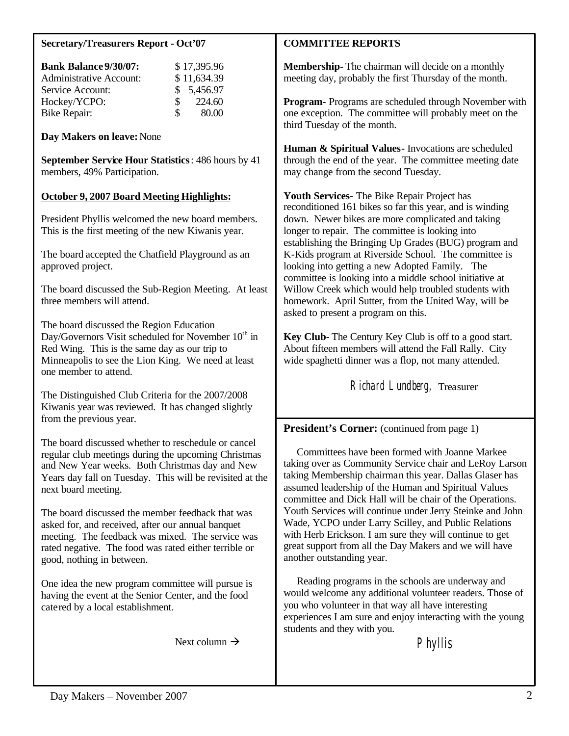**Secretary/Treasurers Report - Oct'07**

| | |
|---|---|
| **Bank Balance 9/30/07:** | $ 17,395.96 |
| Administrative Account: | $ 11,634.39 |
| Service Account: | $ 5,456.97 |
| Hockey/YCPO: | $ 224.60 |
| Bike Repair: | $ 80.00 |

**Day Makers on leave:** None

**September Service Hour Statistics**: 486 hours by 41 members, 49% Participation.

**October 9, 2007 Board Meeting Highlights:**

President Phyllis welcomed the new board members. This is the first meeting of the new Kiwanis year.

The board accepted the Chatfield Playground as an approved project.

The board discussed the Sub-Region Meeting. At least three members will attend.

The board discussed the Region Education Day/Governors Visit scheduled for November 10th in Red Wing. This is the same day as our trip to Minneapolis to see the Lion King. We need at least one member to attend.

The Distinguished Club Criteria for the 2007/2008 Kiwanis year was reviewed. It has changed slightly from the previous year.

The board discussed whether to reschedule or cancel regular club meetings during the upcoming Christmas and New Year weeks. Both Christmas day and New Years day fall on Tuesday. This will be revisited at the next board meeting.

The board discussed the member feedback that was asked for, and received, after our annual banquet meeting. The feedback was mixed. The service was rated negative. The food was rated either terrible or good, nothing in between.

One idea the new program committee will pursue is having the event at the Senior Center, and the food catered by a local establishment.

Next column →

**COMMITTEE REPORTS**

**Membership-** The chairman will decide on a monthly meeting day, probably the first Thursday of the month.

**Program-** Programs are scheduled through November with one exception. The committee will probably meet on the third Tuesday of the month.

**Human & Spiritual Values-** Invocations are scheduled through the end of the year. The committee meeting date may change from the second Tuesday.

**Youth Services-** The Bike Repair Project has reconditioned 161 bikes so far this year, and is winding down. Newer bikes are more complicated and taking longer to repair. The committee is looking into establishing the Bringing Up Grades (BUG) program and K-Kids program at Riverside School. The committee is looking into getting a new Adopted Family. The committee is looking into a middle school initiative at Willow Creek which would help troubled students with homework. April Sutter, from the United Way, will be asked to present a program on this.

**Key Club-** The Century Key Club is off to a good start. About fifteen members will attend the Fall Rally. City wide spaghetti dinner was a flop, not many attended.

*Richard Lundberg*, Treasurer

**President's Corner:** (continued from page 1)

Committees have been formed with Joanne Markee taking over as Community Service chair and LeRoy Larson taking Membership chairman this year. Dallas Glaser has assumed leadership of the Human and Spiritual Values committee and Dick Hall will be chair of the Operations. Youth Services will continue under Jerry Steinke and John Wade, YCPO under Larry Scilley, and Public Relations with Herb Erickson. I am sure they will continue to get great support from all the Day Makers and we will have another outstanding year.

Reading programs in the schools are underway and would welcome any additional volunteer readers. Those of you who volunteer in that way all have interesting experiences I am sure and enjoy interacting with the young students and they with you.

*Phyllis*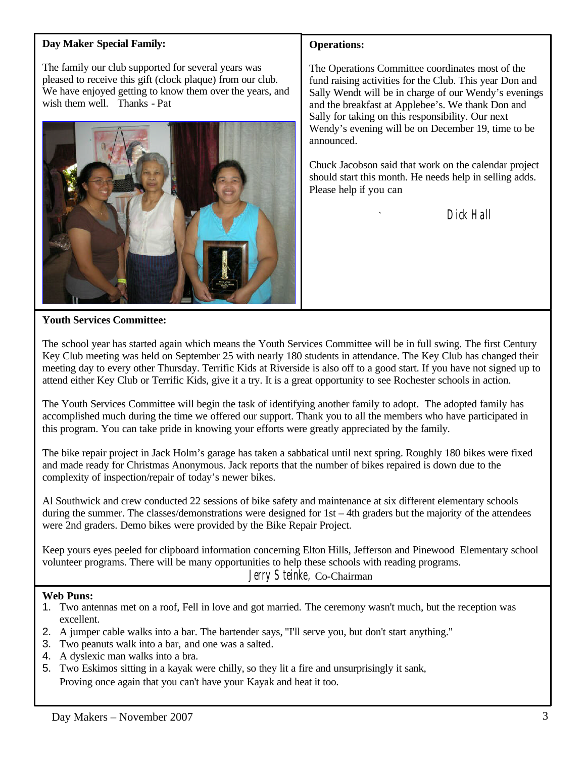**Day Maker Special Family:**

The family our club supported for several years was pleased to receive this gift (clock plaque) from our club. We have enjoyed getting to know them over the years, and wish them well. Thanks - Pat

**Operations:**

The Operations Committee coordinates most of the fund raising activities for the Club. This year Don and Sally Wendt will be in charge of our Wendy's evenings and the breakfast at Applebee's. We thank Don and Sally for taking on this responsibility. Our next Wendy's evening will be on December 19, time to be announced.

Chuck Jacobson said that work on the calendar project should start this month. He needs help in selling adds. Please help if you can

` Dick Hall

**Youth Services Committee:**

The school year has started again which means the Youth Services Committee will be in full swing. The first Century Key Club meeting was held on September 25 with nearly 180 students in attendance. The Key Club has changed their meeting day to every other Thursday. Terrific Kids at Riverside is also off to a good start. If you have not signed up to attend either Key Club or Terrific Kids, give it a try. It is a great opportunity to see Rochester schools in action.

The Youth Services Committee will begin the task of identifying another family to adopt. The adopted family has accomplished much during the time we offered our support. Thank you to all the members who have participated in this program. You can take pride in knowing your efforts were greatly appreciated by the family.

The bike repair project in Jack Holm's garage has taken a sabbatical until next spring. Roughly 180 bikes were fixed and made ready for Christmas Anonymous. Jack reports that the number of bikes repaired is down due to the complexity of inspection/repair of today's newer bikes.

Al Southwick and crew conducted 22 sessions of bike safety and maintenance at six different elementary schools during the summer. The classes/demonstrations were designed for 1st – 4th graders but the majority of the attendees were 2nd graders. Demo bikes were provided by the Bike Repair Project.

Keep yours eyes peeled for clipboard information concerning Elton Hills, Jefferson and Pinewood Elementary school volunteer programs. There will be many opportunities to help these schools with reading programs.

Jerry Steinke, Co-Chairman

**Web Puns:**

1. Two antennas met on a roof, Fell in love and got married. The ceremony wasn't much, but the reception was excellent.
2. A jumper cable walks into a bar. The bartender says, "I'll serve you, but don't start anything."
3. Two peanuts walk into a bar, and one was a salted.
4. A dyslexic man walks into a bra.
5. Two Eskimos sitting in a kayak were chilly, so they lit a fire and unsurprisingly it sank, Proving once again that you can't have your Kayak and heat it too.